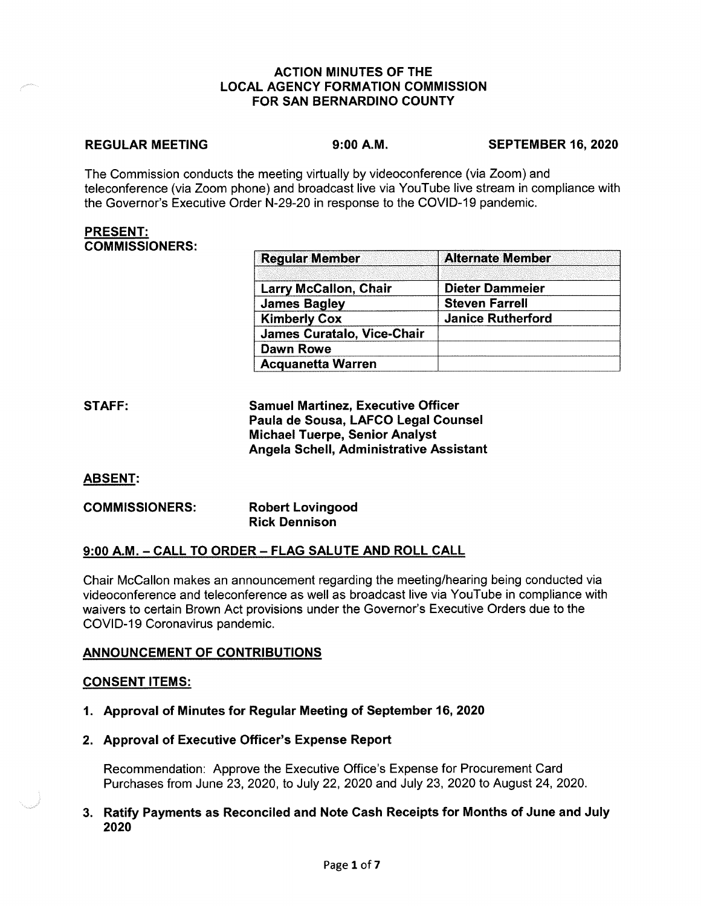# ACTION MINUTES OF THE LOCAL AGENCY FORMATION COMMISSION FOR SAN BERNARDINO COUNTY

**REGULAR MEETING** **9:00 A.M.** **SEPTEMBER 16, 2020**

The Commission conducts the meeting virtually by videoconference (via Zoom) and teleconference (via Zoom phone) and broadcast live via YouTube live stream in compliance with the Governor's Executive Order N-29-20 in response to the COVID-19 pandemic.

**PRESENT:**

**COMMISSIONERS:**

| Regular Member | Alternate Member |
|---|---|
| | |
| Larry McCallon, Chair | Dieter Dammeier |
| James Bagley | Steven Farrell |
| Kimberly Cox | Janice Rutherford |
| James Curatalo, Vice-Chair | |
| Dawn Rowe | |
| Acquanetta Warren | |

**STAFF:**

**Samuel Martinez, Executive Officer**
**Paula de Sousa, LAFCO Legal Counsel**
**Michael Tuerpe, Senior Analyst**
**Angela Schell, Administrative Assistant**

**ABSENT:**

**COMMISSIONERS:** **Robert Lovingood**
**Rick Dennison**

## 9:00 A.M. – CALL TO ORDER – FLAG SALUTE AND ROLL CALL

Chair McCallon makes an announcement regarding the meeting/hearing being conducted via videoconference and teleconference as well as broadcast live via YouTube in compliance with waivers to certain Brown Act provisions under the Governor's Executive Orders due to the COVID-19 Coronavirus pandemic.

## ANNOUNCEMENT OF CONTRIBUTIONS

## CONSENT ITEMS:

1. **Approval of Minutes for Regular Meeting of September 16, 2020**

2. **Approval of Executive Officer's Expense Report**

   Recommendation: Approve the Executive Office's Expense for Procurement Card Purchases from June 23, 2020, to July 22, 2020 and July 23, 2020 to August 24, 2020.

3. **Ratify Payments as Reconciled and Note Cash Receipts for Months of June and July 2020**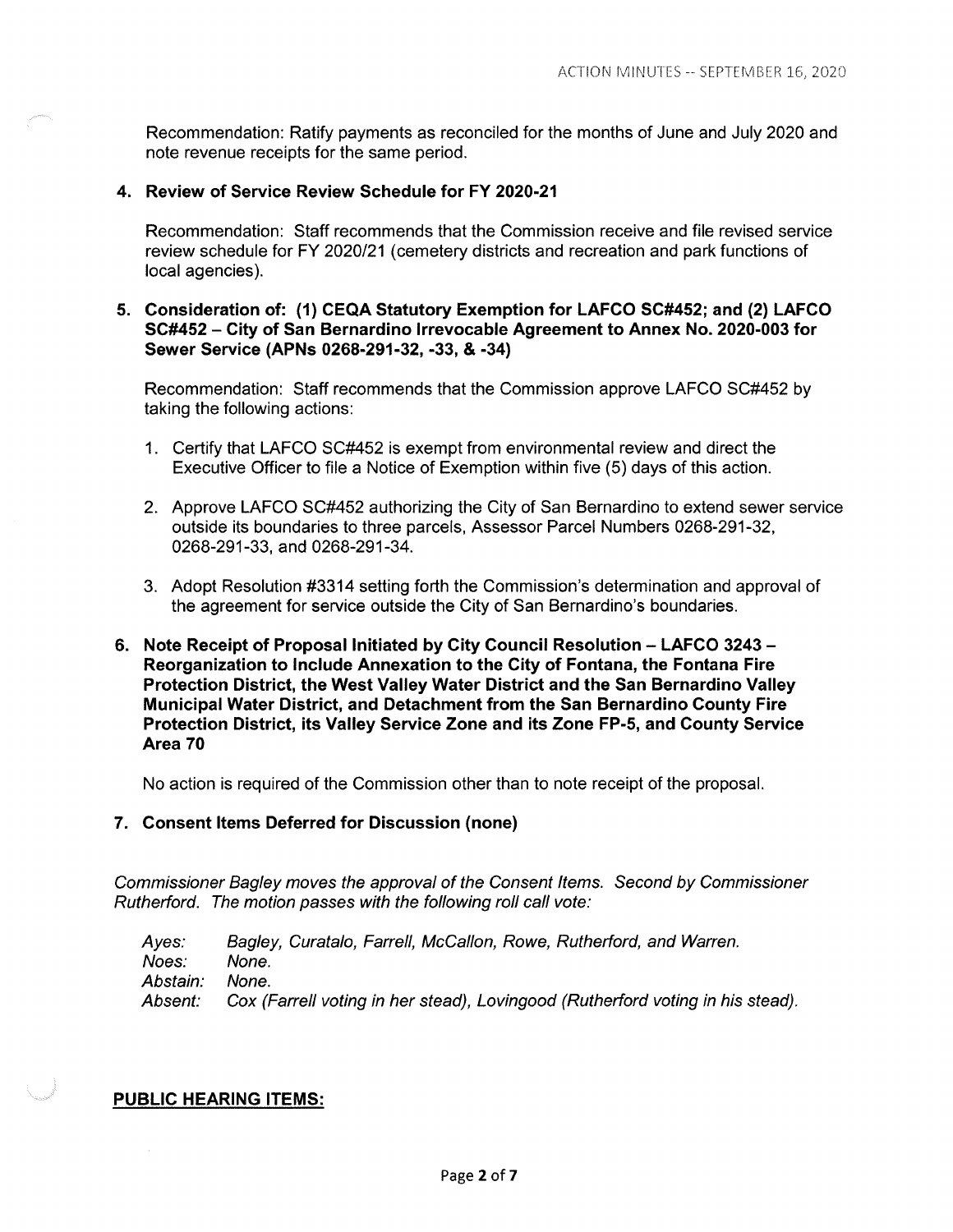Recommendation: Ratify payments as reconciled for the months of June and July 2020 and note revenue receipts for the same period.

**4. Review of Service Review Schedule for FY 2020-21**

Recommendation: Staff recommends that the Commission receive and file revised service review schedule for FY 2020/21 (cemetery districts and recreation and park functions of local agencies).

**5. Consideration of: (1) CEQA Statutory Exemption for LAFCO SC#452; and (2) LAFCO SC#452 – City of San Bernardino Irrevocable Agreement to Annex No. 2020-003 for Sewer Service (APNs 0268-291-32, -33, & -34)**

Recommendation: Staff recommends that the Commission approve LAFCO SC#452 by taking the following actions:

1. Certify that LAFCO SC#452 is exempt from environmental review and direct the Executive Officer to file a Notice of Exemption within five (5) days of this action.

2. Approve LAFCO SC#452 authorizing the City of San Bernardino to extend sewer service outside its boundaries to three parcels, Assessor Parcel Numbers 0268-291-32, 0268-291-33, and 0268-291-34.

3. Adopt Resolution #3314 setting forth the Commission's determination and approval of the agreement for service outside the City of San Bernardino's boundaries.

**6. Note Receipt of Proposal Initiated by City Council Resolution – LAFCO 3243 – Reorganization to Include Annexation to the City of Fontana, the Fontana Fire Protection District, the West Valley Water District and the San Bernardino Valley Municipal Water District, and Detachment from the San Bernardino County Fire Protection District, its Valley Service Zone and its Zone FP-5, and County Service Area 70**

No action is required of the Commission other than to note receipt of the proposal.

**7. Consent Items Deferred for Discussion (none)**

*Commissioner Bagley moves the approval of the Consent Items. Second by Commissioner Rutherford. The motion passes with the following roll call vote:*

*Ayes:* Bagley, Curatalo, Farrell, McCallon, Rowe, Rutherford, and Warren.
*Noes:* None.
*Abstain:* None.
*Absent:* Cox (Farrell voting in her stead), Lovingood (Rutherford voting in his stead).

**PUBLIC HEARING ITEMS:**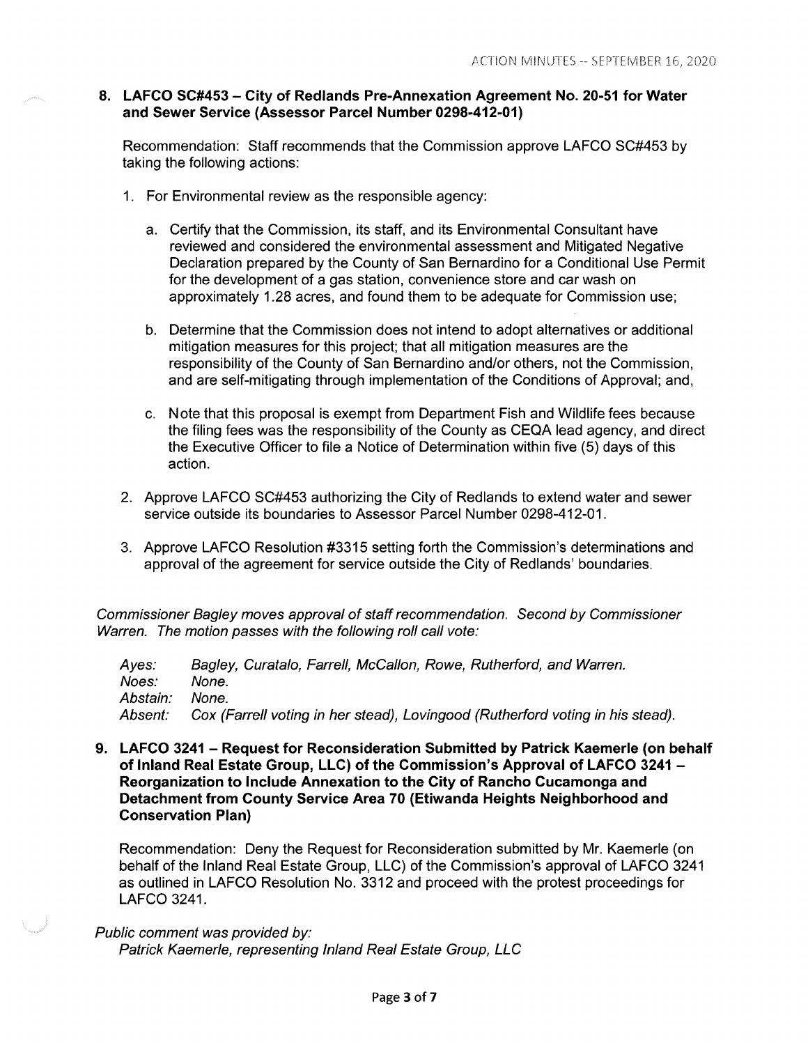**8. LAFCO SC#453 – City of Redlands Pre-Annexation Agreement No. 20-51 for Water and Sewer Service (Assessor Parcel Number 0298-412-01)**

Recommendation: Staff recommends that the Commission approve LAFCO SC#453 by taking the following actions:

1. For Environmental review as the responsible agency:

   a. Certify that the Commission, its staff, and its Environmental Consultant have reviewed and considered the environmental assessment and Mitigated Negative Declaration prepared by the County of San Bernardino for a Conditional Use Permit for the development of a gas station, convenience store and car wash on approximately 1.28 acres, and found them to be adequate for Commission use;

   b. Determine that the Commission does not intend to adopt alternatives or additional mitigation measures for this project; that all mitigation measures are the responsibility of the County of San Bernardino and/or others, not the Commission, and are self-mitigating through implementation of the Conditions of Approval; and,

   c. Note that this proposal is exempt from Department Fish and Wildlife fees because the filing fees was the responsibility of the County as CEQA lead agency, and direct the Executive Officer to file a Notice of Determination within five (5) days of this action.

2. Approve LAFCO SC#453 authorizing the City of Redlands to extend water and sewer service outside its boundaries to Assessor Parcel Number 0298-412-01.

3. Approve LAFCO Resolution #3315 setting forth the Commission's determinations and approval of the agreement for service outside the City of Redlands' boundaries.

*Commissioner Bagley moves approval of staff recommendation. Second by Commissioner Warren. The motion passes with the following roll call vote:*

*Ayes:* *Bagley, Curatalo, Farrell, McCallon, Rowe, Rutherford, and Warren.*
*Noes:* *None.*
*Abstain:* *None.*
*Absent:* *Cox (Farrell voting in her stead), Lovingood (Rutherford voting in his stead).*

**9. LAFCO 3241 – Request for Reconsideration Submitted by Patrick Kaemerle (on behalf of Inland Real Estate Group, LLC) of the Commission's Approval of LAFCO 3241 – Reorganization to Include Annexation to the City of Rancho Cucamonga and Detachment from County Service Area 70 (Etiwanda Heights Neighborhood and Conservation Plan)**

Recommendation: Deny the Request for Reconsideration submitted by Mr. Kaemerle (on behalf of the Inland Real Estate Group, LLC) of the Commission's approval of LAFCO 3241 as outlined in LAFCO Resolution No. 3312 and proceed with the protest proceedings for LAFCO 3241.

*Public comment was provided by:*
*Patrick Kaemerle, representing Inland Real Estate Group, LLC*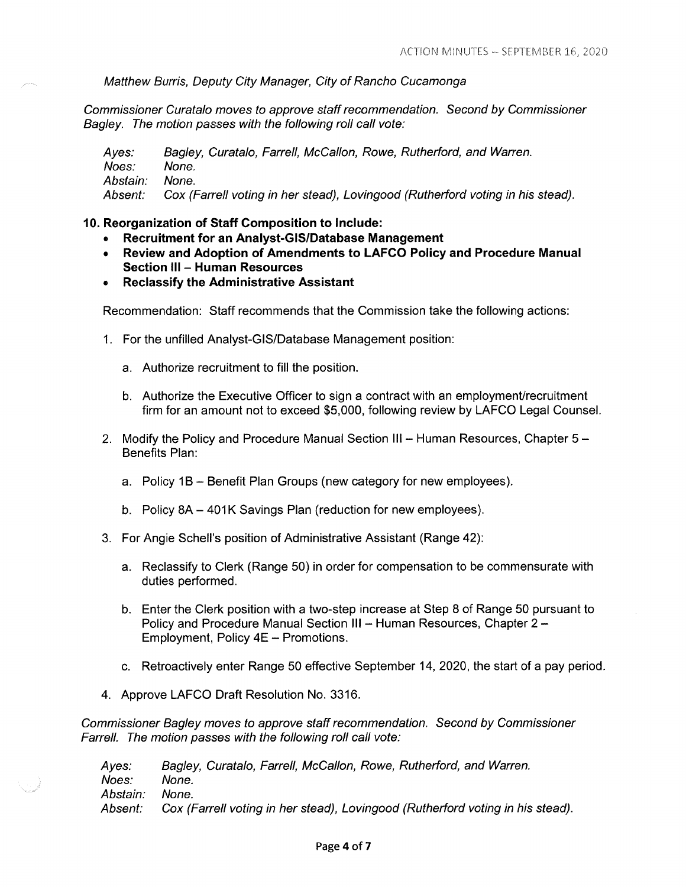*Matthew Burris, Deputy City Manager, City of Rancho Cucamonga*

*Commissioner Curatalo moves to approve staff recommendation. Second by Commissioner Bagley. The motion passes with the following roll call vote:*

*Ayes:* *Bagley, Curatalo, Farrell, McCallon, Rowe, Rutherford, and Warren.*
*Noes:* *None.*
*Abstain:* *None.*
*Absent:* *Cox (Farrell voting in her stead), Lovingood (Rutherford voting in his stead).*

**10. Reorganization of Staff Composition to Include:**

- **Recruitment for an Analyst-GIS/Database Management**
- **Review and Adoption of Amendments to LAFCO Policy and Procedure Manual Section III – Human Resources**
- **Reclassify the Administrative Assistant**

Recommendation: Staff recommends that the Commission take the following actions:

1. For the unfilled Analyst-GIS/Database Management position:

   a. Authorize recruitment to fill the position.

   b. Authorize the Executive Officer to sign a contract with an employment/recruitment firm for an amount not to exceed $5,000, following review by LAFCO Legal Counsel.

2. Modify the Policy and Procedure Manual Section III – Human Resources, Chapter 5 – Benefits Plan:

   a. Policy 1B – Benefit Plan Groups (new category for new employees).

   b. Policy 8A – 401K Savings Plan (reduction for new employees).

3. For Angie Schell's position of Administrative Assistant (Range 42):

   a. Reclassify to Clerk (Range 50) in order for compensation to be commensurate with duties performed.

   b. Enter the Clerk position with a two-step increase at Step 8 of Range 50 pursuant to Policy and Procedure Manual Section III – Human Resources, Chapter 2 – Employment, Policy 4E – Promotions.

   c. Retroactively enter Range 50 effective September 14, 2020, the start of a pay period.

4. Approve LAFCO Draft Resolution No. 3316.

*Commissioner Bagley moves to approve staff recommendation. Second by Commissioner Farrell. The motion passes with the following roll call vote:*

*Ayes:* *Bagley, Curatalo, Farrell, McCallon, Rowe, Rutherford, and Warren.*
*Noes:* *None.*
*Abstain:* *None.*
*Absent:* *Cox (Farrell voting in her stead), Lovingood (Rutherford voting in his stead).*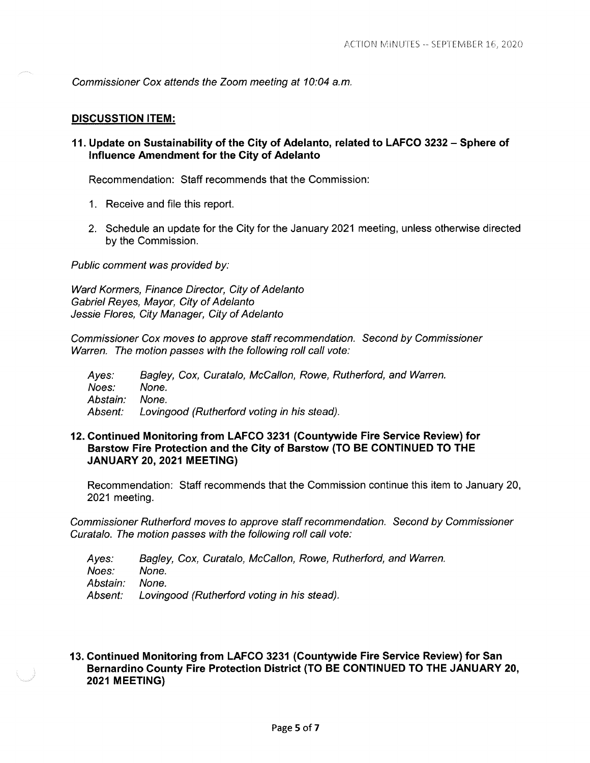*Commissioner Cox attends the Zoom meeting at 10:04 a.m.*

**DISCUSSTION ITEM:**

### 11. Update on Sustainability of the City of Adelanto, related to LAFCO 3232 – Sphere of Influence Amendment for the City of Adelanto

Recommendation: Staff recommends that the Commission:

1. Receive and file this report.
2. Schedule an update for the City for the January 2021 meeting, unless otherwise directed by the Commission.

*Public comment was provided by:*

*Ward Kormers, Finance Director, City of Adelanto*
*Gabriel Reyes, Mayor, City of Adelanto*
*Jessie Flores, City Manager, City of Adelanto*

*Commissioner Cox moves to approve staff recommendation. Second by Commissioner Warren. The motion passes with the following roll call vote:*

*Ayes:* Bagley, Cox, Curatalo, McCallon, Rowe, Rutherford, and Warren.
*Noes:* None.
*Abstain:* None.
*Absent:* Lovingood (Rutherford voting in his stead).

### 12. Continued Monitoring from LAFCO 3231 (Countywide Fire Service Review) for Barstow Fire Protection and the City of Barstow (TO BE CONTINUED TO THE JANUARY 20, 2021 MEETING)

Recommendation: Staff recommends that the Commission continue this item to January 20, 2021 meeting.

*Commissioner Rutherford moves to approve staff recommendation. Second by Commissioner Curatalo. The motion passes with the following roll call vote:*

*Ayes:* Bagley, Cox, Curatalo, McCallon, Rowe, Rutherford, and Warren.
*Noes:* None.
*Abstain:* None.
*Absent:* Lovingood (Rutherford voting in his stead).

### 13. Continued Monitoring from LAFCO 3231 (Countywide Fire Service Review) for San Bernardino County Fire Protection District (TO BE CONTINUED TO THE JANUARY 20, 2021 MEETING)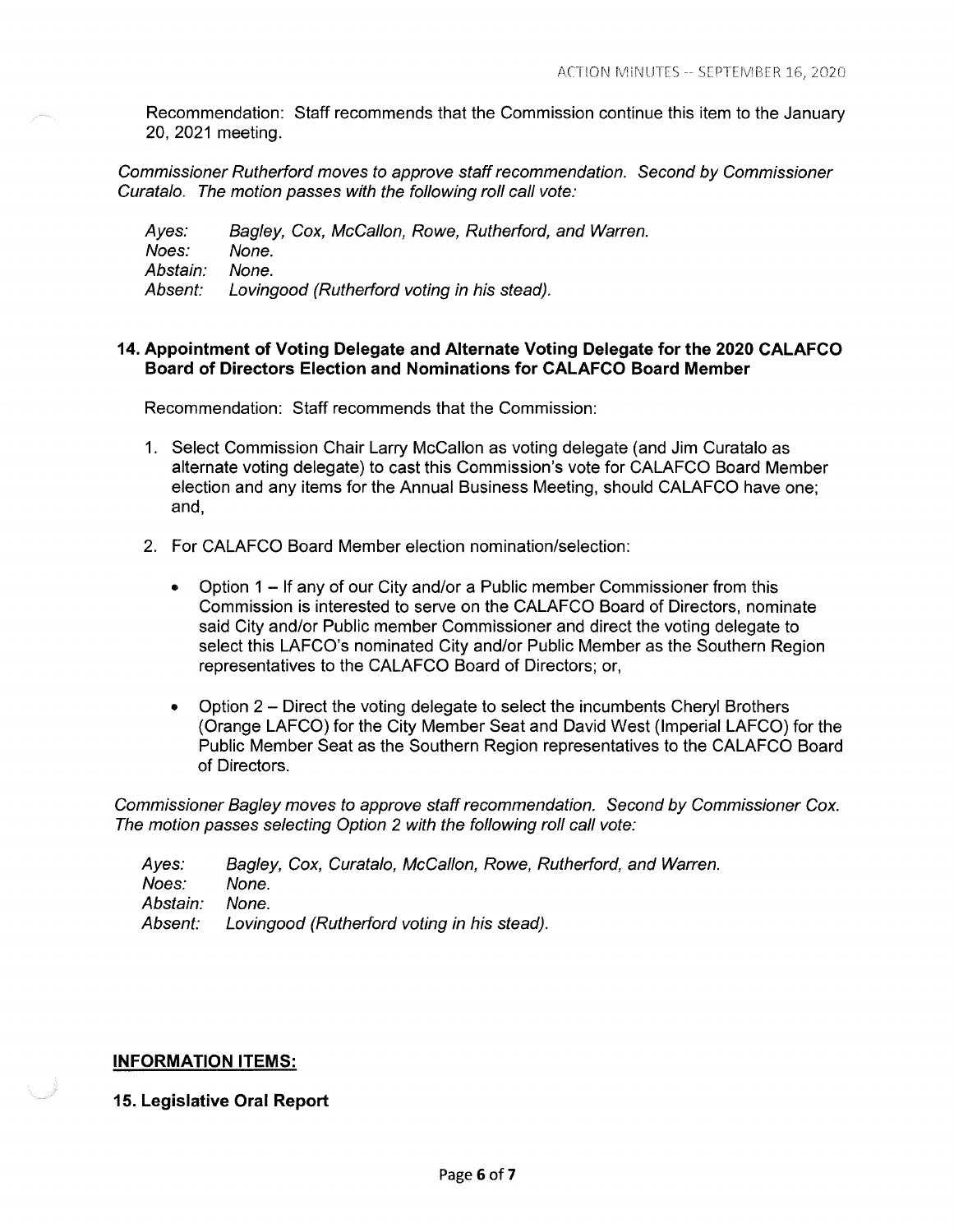Recommendation: Staff recommends that the Commission continue this item to the January 20, 2021 meeting.

*Commissioner Rutherford moves to approve staff recommendation. Second by Commissioner Curatalo. The motion passes with the following roll call vote:*

*Ayes:* *Bagley, Cox, McCallon, Rowe, Rutherford, and Warren.*
*Noes:* *None.*
*Abstain:* *None.*
*Absent:* *Lovingood (Rutherford voting in his stead).*

**14. Appointment of Voting Delegate and Alternate Voting Delegate for the 2020 CALAFCO Board of Directors Election and Nominations for CALAFCO Board Member**

Recommendation: Staff recommends that the Commission:

1. Select Commission Chair Larry McCallon as voting delegate (and Jim Curatalo as alternate voting delegate) to cast this Commission's vote for CALAFCO Board Member election and any items for the Annual Business Meeting, should CALAFCO have one; and,

2. For CALAFCO Board Member election nomination/selection:

    - Option 1 – If any of our City and/or a Public member Commissioner from this Commission is interested to serve on the CALAFCO Board of Directors, nominate said City and/or Public member Commissioner and direct the voting delegate to select this LAFCO's nominated City and/or Public Member as the Southern Region representatives to the CALAFCO Board of Directors; or,

    - Option 2 – Direct the voting delegate to select the incumbents Cheryl Brothers (Orange LAFCO) for the City Member Seat and David West (Imperial LAFCO) for the Public Member Seat as the Southern Region representatives to the CALAFCO Board of Directors.

*Commissioner Bagley moves to approve staff recommendation. Second by Commissioner Cox. The motion passes selecting Option 2 with the following roll call vote:*

*Ayes:* *Bagley, Cox, Curatalo, McCallon, Rowe, Rutherford, and Warren.*
*Noes:* *None.*
*Abstain:* *None.*
*Absent:* *Lovingood (Rutherford voting in his stead).*

**INFORMATION ITEMS:**

**15. Legislative Oral Report**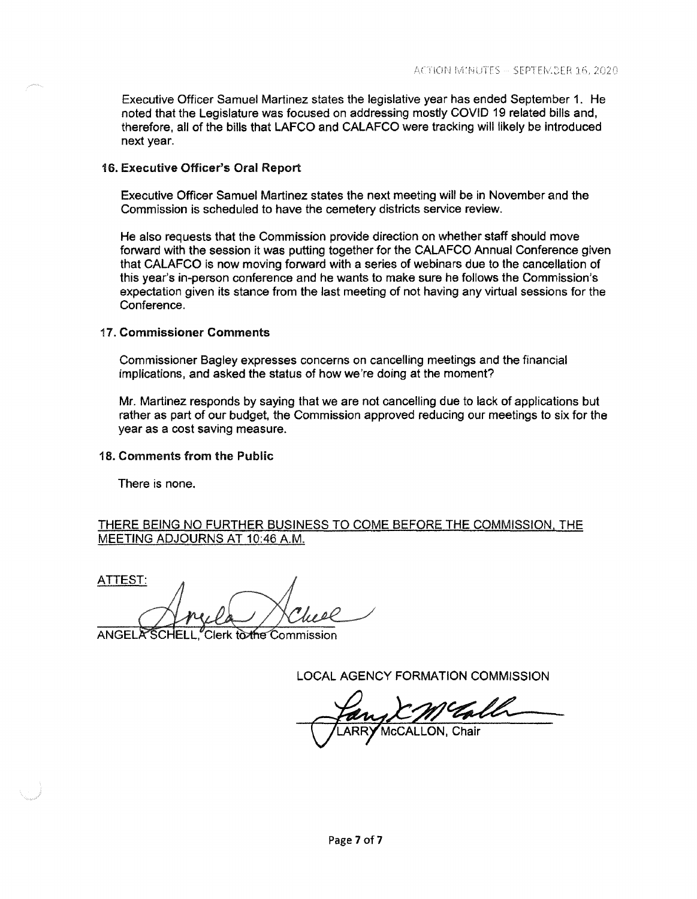Executive Officer Samuel Martinez states the legislative year has ended September 1. He noted that the Legislature was focused on addressing mostly COVID 19 related bills and, therefore, all of the bills that LAFCO and CALAFCO were tracking will likely be introduced next year.

**16. Executive Officer's Oral Report**

Executive Officer Samuel Martinez states the next meeting will be in November and the Commission is scheduled to have the cemetery districts service review.

He also requests that the Commission provide direction on whether staff should move forward with the session it was putting together for the CALAFCO Annual Conference given that CALAFCO is now moving forward with a series of webinars due to the cancellation of this year's in-person conference and he wants to make sure he follows the Commission's expectation given its stance from the last meeting of not having any virtual sessions for the Conference.

**17. Commissioner Comments**

Commissioner Bagley expresses concerns on cancelling meetings and the financial implications, and asked the status of how we're doing at the moment?

Mr. Martinez responds by saying that we are not cancelling due to lack of applications but rather as part of our budget, the Commission approved reducing our meetings to six for the year as a cost saving measure.

**18. Comments from the Public**

There is none.

THERE BEING NO FURTHER BUSINESS TO COME BEFORE THE COMMISSION, THE MEETING ADJOURNS AT 10:46 A.M.

ATTEST:

ANGELA SCHELL, Clerk to the Commission

LOCAL AGENCY FORMATION COMMISSION

LARRY McCALLON, Chair